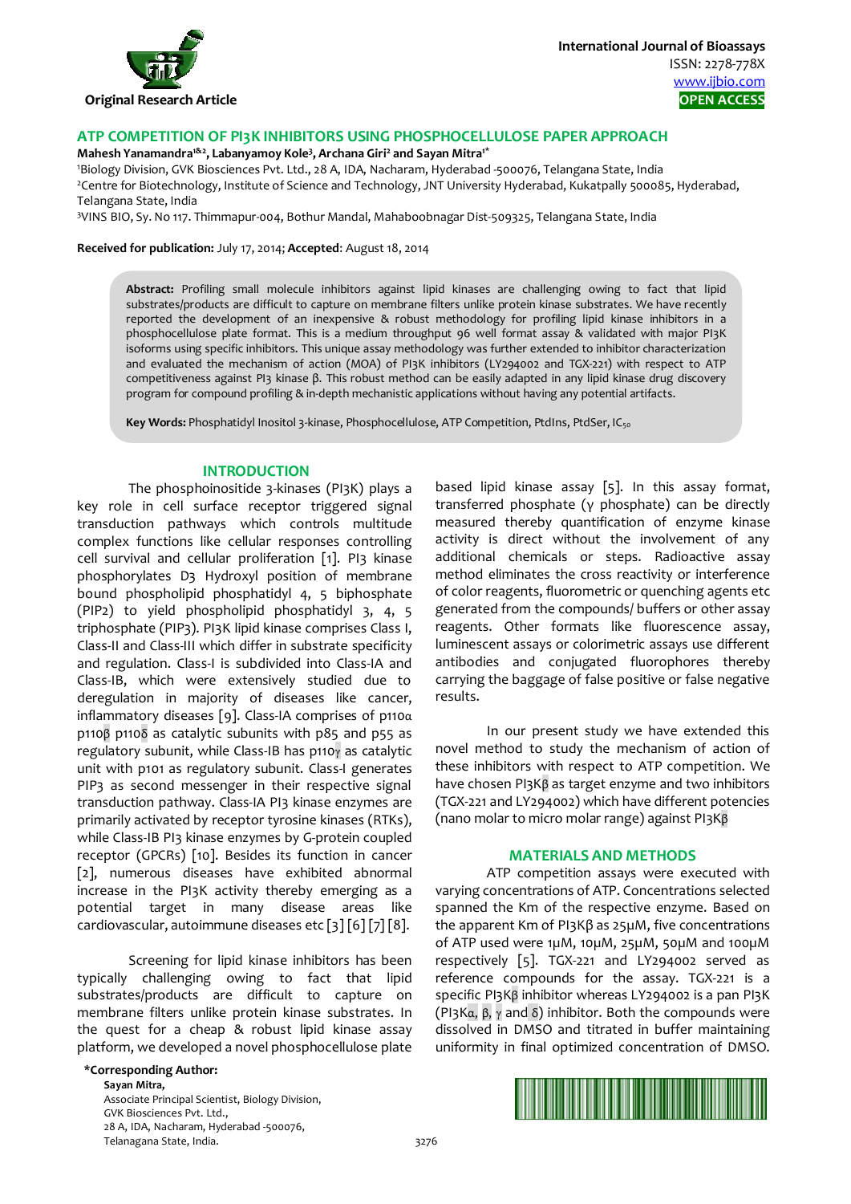Original Research Article

International Journal of Bioassays
ISSN: 2278-778X
www.ijbio.com
OPEN ACCESS

# ATP COMPETITION OF PI3K INHIBITORS USING PHOSPHOCELLULOSE PAPER APPROACH

**Mahesh Yanamandra[1&2], Labanyamoy Kole[3], Archana Giri[2] and Sayan Mitra[1*]**

[1]Biology Division, GVK Biosciences Pvt. Ltd., 28 A, IDA, Nacharam, Hyderabad -500076, Telangana State, India
[2]Centre for Biotechnology, Institute of Science and Technology, JNT University Hyderabad, Kukatpally 500085, Hyderabad, Telangana State, India
[3]VINS BIO, Sy. No 117. Thimmapur-004, Bothur Mandal, Mahaboobnagar Dist-509325, Telangana State, India

**Received for publication:** July 17, 2014; **Accepted**: August 18, 2014

**Abstract:** Profiling small molecule inhibitors against lipid kinases are challenging owing to fact that lipid substrates/products are difficult to capture on membrane filters unlike protein kinase substrates. We have recently reported the development of an inexpensive & robust methodology for profiling lipid kinase inhibitors in a phosphocellulose plate format. This is a medium throughput 96 well format assay & validated with major PI3K isoforms using specific inhibitors. This unique assay methodology was further extended to inhibitor characterization and evaluated the mechanism of action (MOA) of PI3K inhibitors (LY294002 and TGX-221) with respect to ATP competitiveness against PI3 kinase β. This robust method can be easily adapted in any lipid kinase drug discovery program for compound profiling & in-depth mechanistic applications without having any potential artifacts.

**Key Words:** Phosphatidyl Inositol 3-kinase, Phosphocellulose, ATP Competition, PtdIns, PtdSer, $IC_{50}$

## INTRODUCTION

The phosphoinositide 3-kinases (PI3K) plays a key role in cell surface receptor triggered signal transduction pathways which controls multitude complex functions like cellular responses controlling cell survival and cellular proliferation [1]. PI3 kinase phosphorylates D3 Hydroxyl position of membrane bound phospholipid phosphatidyl 4, 5 biphosphate (PIP2) to yield phospholipid phosphatidyl 3, 4, 5 triphosphate (PIP3). PI3K lipid kinase comprises Class I, Class-II and Class-III which differ in substrate specificity and regulation. Class-I is subdivided into Class-IA and Class-IB, which were extensively studied due to deregulation in majority of diseases like cancer, inflammatory diseases [9]. Class-IA comprises of p110α p110β p110δ as catalytic subunits with p85 and p55 as regulatory subunit, while Class-IB has p110γ as catalytic unit with p101 as regulatory subunit. Class-I generates PIP3 as second messenger in their respective signal transduction pathway. Class-IA PI3 kinase enzymes are primarily activated by receptor tyrosine kinases (RTKs), while Class-IB PI3 kinase enzymes by G-protein coupled receptor (GPCRs) [10]. Besides its function in cancer [2], numerous diseases have exhibited abnormal increase in the PI3K activity thereby emerging as a potential target in many disease areas like cardiovascular, autoimmune diseases etc [3] [6] [7] [8].

Screening for lipid kinase inhibitors has been typically challenging owing to fact that lipid substrates/products are difficult to capture on membrane filters unlike protein kinase substrates. In the quest for a cheap & robust lipid kinase assay platform, we developed a novel phosphocellulose plate based lipid kinase assay [5]. In this assay format, transferred phosphate (γ phosphate) can be directly measured thereby quantification of enzyme kinase activity is direct without the involvement of any additional chemicals or steps. Radioactive assay method eliminates the cross reactivity or interference of color reagents, fluorometric or quenching agents etc generated from the compounds/ buffers or other assay reagents. Other formats like fluorescence assay, luminescent assays or colorimetric assays use different antibodies and conjugated fluorophores thereby carrying the baggage of false positive or false negative results.

In our present study we have extended this novel method to study the mechanism of action of these inhibitors with respect to ATP competition. We have chosen PI3Kβ as target enzyme and two inhibitors (TGX-221 and LY294002) which have different potencies (nano molar to micro molar range) against PI3Kβ

## MATERIALS AND METHODS

ATP competition assays were executed with varying concentrations of ATP. Concentrations selected spanned the Km of the respective enzyme. Based on the apparent Km of PI3Kβ as 25μM, five concentrations of ATP used were 1μM, 10μM, 25μM, 50μM and 100μM respectively [5]. TGX-221 and LY294002 served as reference compounds for the assay. TGX-221 is a specific PI3Kβ inhibitor whereas LY294002 is a pan PI3K (PI3Kα, β, γ and δ) inhibitor. Both the compounds were dissolved in DMSO and titrated in buffer maintaining uniformity in final optimized concentration of DMSO.

***Corresponding Author:**
Sayan Mitra,
Associate Principal Scientist, Biology Division,
GVK Biosciences Pvt. Ltd.,
28 A, IDA, Nacharam, Hyderabad -500076,
Telanagana State, India.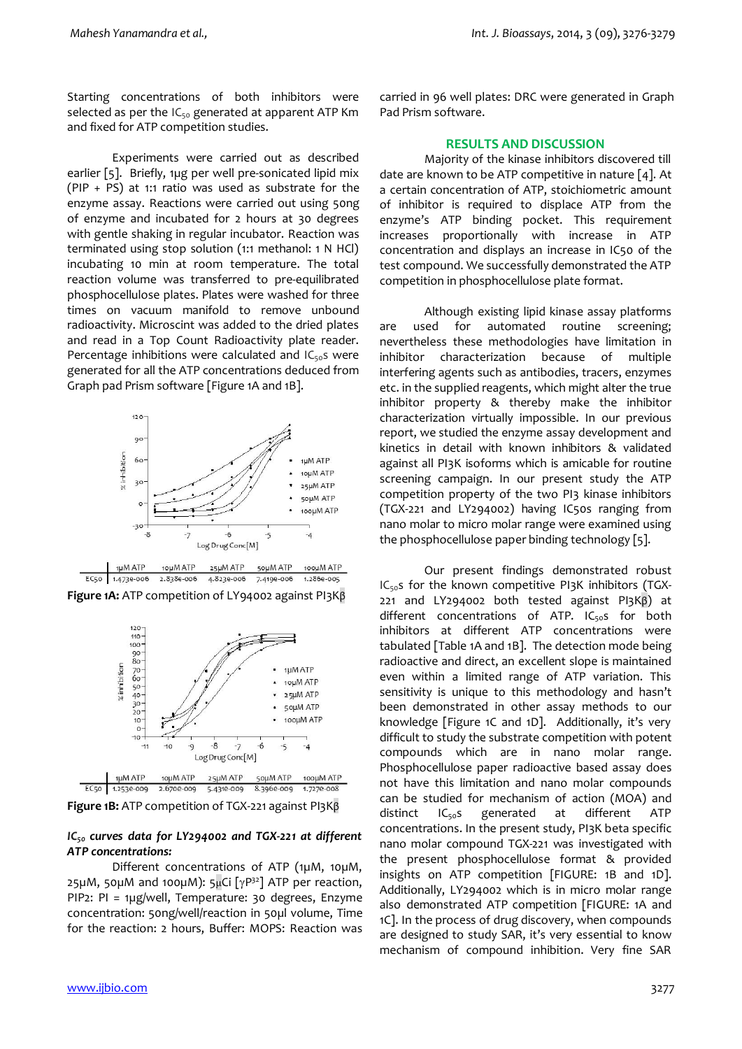Starting concentrations of both inhibitors were selected as per the $IC_{50}$ generated at apparent ATP Km and fixed for ATP competition studies.

Experiments were carried out as described earlier [5]. Briefly, 1µg per well pre-sonicated lipid mix (PIP + PS) at 1:1 ratio was used as substrate for the enzyme assay. Reactions were carried out using 50ng of enzyme and incubated for 2 hours at 30 degrees with gentle shaking in regular incubator. Reaction was terminated using stop solution (1:1 methanol: 1 N HCl) incubating 10 min at room temperature. The total reaction volume was transferred to pre-equilibrated phosphocellulose plates. Plates were washed for three times on vacuum manifold to remove unbound radioactivity. Microscint was added to the dried plates and read in a Top Count Radioactivity plate reader. Percentage inhibitions were calculated and $IC_{50}$s were generated for all the ATP concentrations deduced from Graph pad Prism software [Figure 1A and 1B].

120
90
60
30
0
-30
% inhibition
-8
-7
-6
-5
-4
Log Drug Conc[M]
1µM ATP
10µM ATP
25µM ATP
50µM ATP
100µM ATP

| | 1µM ATP | 10µM ATP | 25µM ATP | 50µM ATP | 100µM ATP |
|---|---|---|---|---|---|
| EC50 | 1.473e-006 | 2.838e-006 | 4.823e-006 | 7.419e-006 | 1.286e-005 |

**Figure 1A:** ATP competition of LY94002 against PI3Kβ

120
110
100
90
80
70
60
50
40
30
20
10
0
-10
% inhibition
-11
-10
-9
-8
-7
-6
-5
-4
Log Drug Conc[M]
1µM ATP
10µM ATP
25µM ATP
50µM ATP
100µM ATP

| | 1µM ATP | 10µM ATP | 25µM ATP | 50µM ATP | 100µM ATP |
|---|---|---|---|---|---|
| EC50 | 1.253e-009 | 2.670e-009 | 5.431e-009 | 8.396e-009 | 1.727e-008 |

**Figure 1B:** ATP competition of TGX-221 against PI3Kβ

***$IC_{50}$ curves data for LY294002 and TGX-221 at different ATP concentrations:***

Different concentrations of ATP (1µM, 10µM, 25µM, 50µM and 100µM): 5µCi [$\gamma P^{32}$] ATP per reaction, PIP2: PI = 1µg/well, Temperature: 30 degrees, Enzyme concentration: 50ng/well/reaction in 50µl volume, Time for the reaction: 2 hours, Buffer: MOPS: Reaction was carried in 96 well plates: DRC were generated in Graph Pad Prism software.

## RESULTS AND DISCUSSION

Majority of the kinase inhibitors discovered till date are known to be ATP competitive in nature [4]. At a certain concentration of ATP, stoichiometric amount of inhibitor is required to displace ATP from the enzyme's ATP binding pocket. This requirement increases proportionally with increase in ATP concentration and displays an increase in IC50 of the test compound. We successfully demonstrated the ATP competition in phosphocellulose plate format.

Although existing lipid kinase assay platforms are used for automated routine screening; nevertheless these methodologies have limitation in inhibitor characterization because of multiple interfering agents such as antibodies, tracers, enzymes etc. in the supplied reagents, which might alter the true inhibitor property & thereby make the inhibitor characterization virtually impossible. In our previous report, we studied the enzyme assay development and kinetics in detail with known inhibitors & validated against all PI3K isoforms which is amicable for routine screening campaign. In our present study the ATP competition property of the two PI3 kinase inhibitors (TGX-221 and LY294002) having IC50s ranging from nano molar to micro molar range were examined using the phosphocellulose paper binding technology [5].

Our present findings demonstrated robust $IC_{50}$s for the known competitive PI3K inhibitors (TGX-221 and LY294002 both tested against PI3Kβ) at different concentrations of ATP. $IC_{50}$s for both inhibitors at different ATP concentrations were tabulated [Table 1A and 1B]. The detection mode being radioactive and direct, an excellent slope is maintained even within a limited range of ATP variation. This sensitivity is unique to this methodology and hasn't been demonstrated in other assay methods to our knowledge [Figure 1C and 1D]. Additionally, it's very difficult to study the substrate competition with potent compounds which are in nano molar range. Phosphocellulose paper radioactive based assay does not have this limitation and nano molar compounds can be studied for mechanism of action (MOA) and distinct $IC_{50}$s generated at different ATP concentrations. In the present study, PI3K beta specific nano molar compound TGX-221 was investigated with the present phosphocellulose format & provided insights on ATP competition [FIGURE: 1B and 1D]. Additionally, LY294002 which is in micro molar range also demonstrated ATP competition [FIGURE: 1A and 1C]. In the process of drug discovery, when compounds are designed to study SAR, it's very essential to know mechanism of compound inhibition. Very fine SAR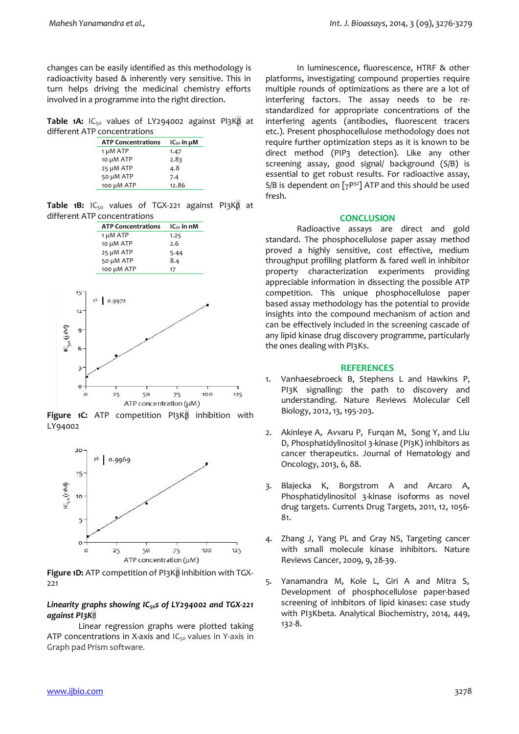changes can be easily identified as this methodology is radioactivity based & inherently very sensitive. This in turn helps driving the medicinal chemistry efforts involved in a programme into the right direction.

**Table 1A:** $IC_{50}$ values of LY294002 against PI3Kβ at different ATP concentrations

| ATP Concentrations | $IC_{50}$ in μM |
|---|---|
| 1 μM ATP | 1.47 |
| 10 μM ATP | 2.83 |
| 25 μM ATP | 4.8 |
| 50 μM ATP | 7.4 |
| 100 μM ATP | 12.86 |

**Table 1B:** $IC_{50}$ values of TGX-221 against PI3Kβ at different ATP concentrations

| ATP Concentrations | $IC_{50}$ in nM |
|---|---|
| 1 μM ATP | 1.25 |
| 10 μM ATP | 2.6 |
| 25 μM ATP | 5.44 |
| 50 μM ATP | 8.4 |
| 100 μM ATP | 17 |

r² | 0.9972

$IC_{50}$ (μM)

0 3 6 9 12 15

0 25 50 75 100 125

ATP concentration (μM)

**Figure 1C:** ATP competition PI3Kβ inhibition with LY94002

r² | 0.9969

$IC_{50}$ (nM)

0 5 10 15 20

0 25 50 75 100 125

ATP concentration (μM)

**Figure 1D:** ATP competition of PI3Kβ inhibition with TGX-221

***Linearity graphs showing $IC_{50}$s of LY294002 and TGX-221 against PI3Kβ***

Linear regression graphs were plotted taking ATP concentrations in X-axis and $IC_{50}$ values in Y-axis in Graph pad Prism software.

In luminescence, fluorescence, HTRF & other platforms, investigating compound properties require multiple rounds of optimizations as there are a lot of interfering factors. The assay needs to be re-standardized for appropriate concentrations of the interfering agents (antibodies, fluorescent tracers etc.). Present phosphocellulose methodology does not require further optimization steps as it is known to be direct method (PIP3 detection). Like any other screening assay, good signal/ background (S/B) is essential to get robust results. For radioactive assay, S/B is dependent on [$\gamma P^{32}$] ATP and this should be used fresh.

## CONCLUSION

Radioactive assays are direct and gold standard. The phosphocellulose paper assay method proved a highly sensitive, cost effective, medium throughput profiling platform & fared well in inhibitor property characterization experiments providing appreciable information in dissecting the possible ATP competition. This unique phosphocellulose paper based assay methodology has the potential to provide insights into the compound mechanism of action and can be effectively included in the screening cascade of any lipid kinase drug discovery programme, particularly the ones dealing with PI3Ks.

## REFERENCES

1. Vanhaesebroeck B, Stephens L and Hawkins P, PI3K signalling: the path to discovery and understanding. Nature Reviews Molecular Cell Biology, 2012, 13, 195-203.

2. Akinleye A, Avvaru P, Furqan M, Song Y, and Liu D, Phosphatidylinositol 3-kinase (PI3K) inhibitors as cancer therapeutics. Journal of Hematology and Oncology, 2013, 6, 88.

3. Blajecka K, Borgstrom A and Arcaro A, Phosphatidylinositol 3-kinase isoforms as novel drug targets. Currents Drug Targets, 2011, 12, 1056-81.

4. Zhang J, Yang PL and Gray NS, Targeting cancer with small molecule kinase inhibitors. Nature Reviews Cancer, 2009, 9, 28-39.

5. Yanamandra M, Kole L, Giri A and Mitra S, Development of phosphocellulose paper-based screening of inhibitors of lipid kinases: case study with PI3Kbeta. Analytical Biochemistry, 2014, 449, 132-8.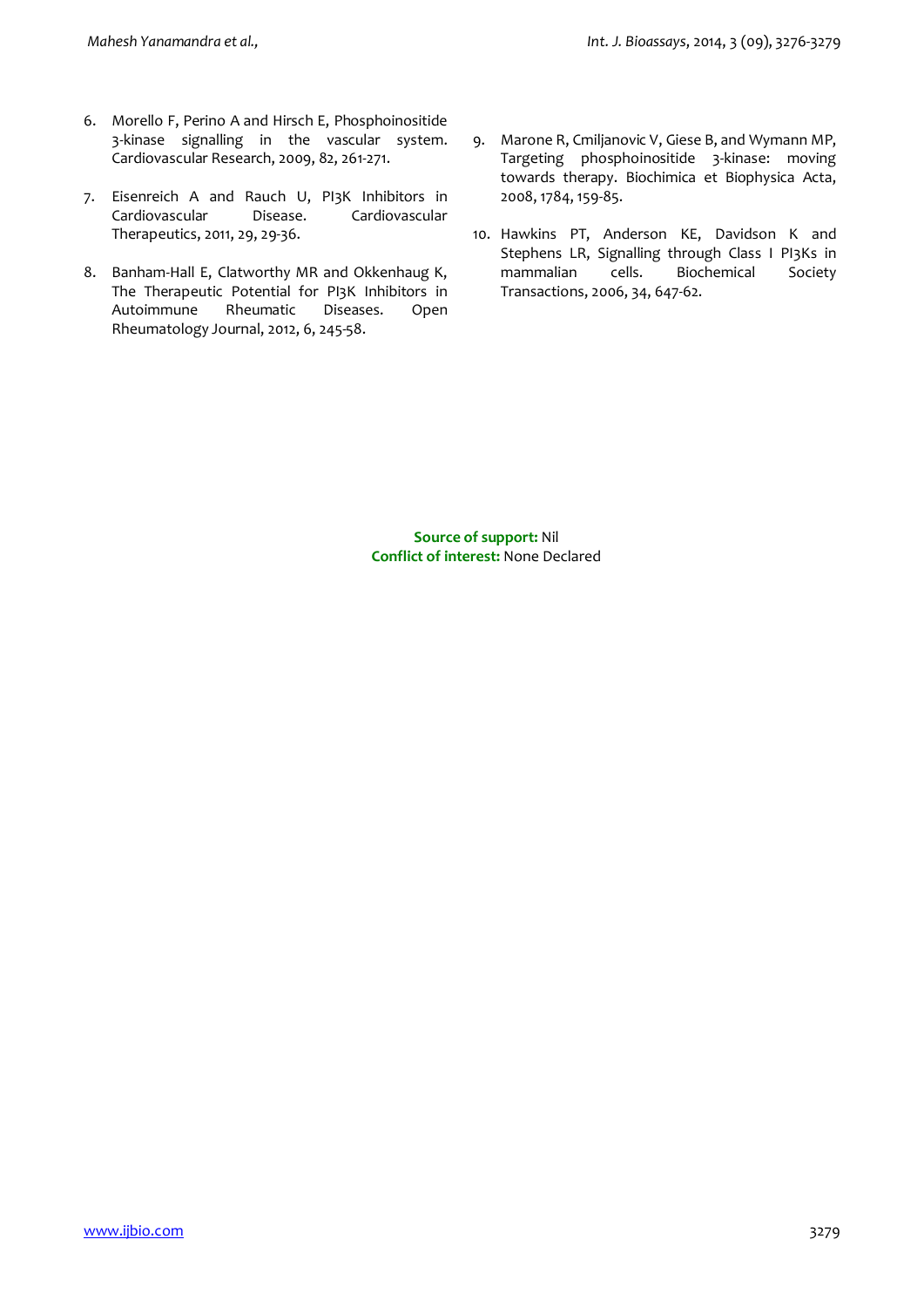6. Morello F, Perino A and Hirsch E, Phosphoinositide 3-kinase signalling in the vascular system. Cardiovascular Research, 2009, 82, 261-271.

7. Eisenreich A and Rauch U, PI3K Inhibitors in Cardiovascular Disease. Cardiovascular Therapeutics, 2011, 29, 29-36.

8. Banham-Hall E, Clatworthy MR and Okkenhaug K, The Therapeutic Potential for PI3K Inhibitors in Autoimmune Rheumatic Diseases. Open Rheumatology Journal, 2012, 6, 245-58.

9. Marone R, Cmiljanovic V, Giese B, and Wymann MP, Targeting phosphoinositide 3-kinase: moving towards therapy. Biochimica et Biophysica Acta, 2008, 1784, 159-85.

10. Hawkins PT, Anderson KE, Davidson K and Stephens LR, Signalling through Class I PI3Ks in mammalian cells. Biochemical Society Transactions, 2006, 34, 647-62.

**Source of support:** Nil
**Conflict of interest:** None Declared